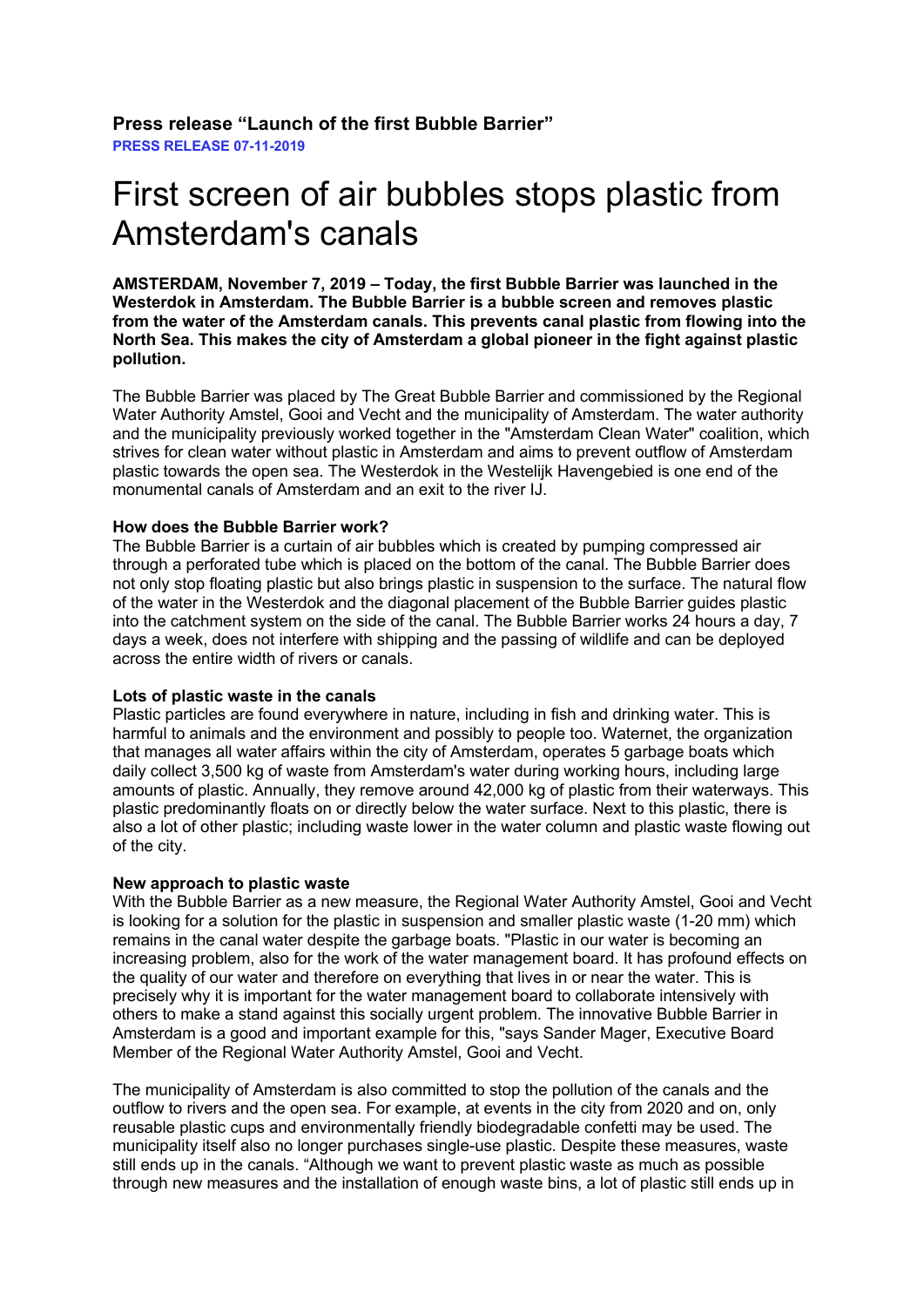**Press release "Launch of the first Bubble Barrier"**

**PRESS RELEASE 07-11-2019**

# First screen of air bubbles stops plastic from Amsterdam's canals

**AMSTERDAM, November 7, 2019 – Today, the first Bubble Barrier was launched in the Westerdok in Amsterdam. The Bubble Barrier is a bubble screen and removes plastic from the water of the Amsterdam canals. This prevents canal plastic from flowing into the North Sea. This makes the city of Amsterdam a global pioneer in the fight against plastic pollution.**

The Bubble Barrier was placed by The Great Bubble Barrier and commissioned by the Regional Water Authority Amstel, Gooi and Vecht and the municipality of Amsterdam. The water authority and the municipality previously worked together in the "Amsterdam Clean Water" coalition, which strives for clean water without plastic in Amsterdam and aims to prevent outflow of Amsterdam plastic towards the open sea. The Westerdok in the Westelijk Havengebied is one end of the monumental canals of Amsterdam and an exit to the river IJ.

**How does the Bubble Barrier work?**

The Bubble Barrier is a curtain of air bubbles which is created by pumping compressed air through a perforated tube which is placed on the bottom of the canal. The Bubble Barrier does not only stop floating plastic but also brings plastic in suspension to the surface. The natural flow of the water in the Westerdok and the diagonal placement of the Bubble Barrier guides plastic into the catchment system on the side of the canal. The Bubble Barrier works 24 hours a day, 7 days a week, does not interfere with shipping and the passing of wildlife and can be deployed across the entire width of rivers or canals.

**Lots of plastic waste in the canals**

Plastic particles are found everywhere in nature, including in fish and drinking water. This is harmful to animals and the environment and possibly to people too. Waternet, the organization that manages all water affairs within the city of Amsterdam, operates 5 garbage boats which daily collect 3,500 kg of waste from Amsterdam's water during working hours, including large amounts of plastic. Annually, they remove around 42,000 kg of plastic from their waterways. This plastic predominantly floats on or directly below the water surface. Next to this plastic, there is also a lot of other plastic; including waste lower in the water column and plastic waste flowing out of the city.

**New approach to plastic waste**

With the Bubble Barrier as a new measure, the Regional Water Authority Amstel, Gooi and Vecht is looking for a solution for the plastic in suspension and smaller plastic waste (1-20 mm) which remains in the canal water despite the garbage boats. "Plastic in our water is becoming an increasing problem, also for the work of the water management board. It has profound effects on the quality of our water and therefore on everything that lives in or near the water. This is precisely why it is important for the water management board to collaborate intensively with others to make a stand against this socially urgent problem. The innovative Bubble Barrier in Amsterdam is a good and important example for this, "says Sander Mager, Executive Board Member of the Regional Water Authority Amstel, Gooi and Vecht.

The municipality of Amsterdam is also committed to stop the pollution of the canals and the outflow to rivers and the open sea. For example, at events in the city from 2020 and on, only reusable plastic cups and environmentally friendly biodegradable confetti may be used. The municipality itself also no longer purchases single-use plastic. Despite these measures, waste still ends up in the canals. "Although we want to prevent plastic waste as much as possible through new measures and the installation of enough waste bins, a lot of plastic still ends up in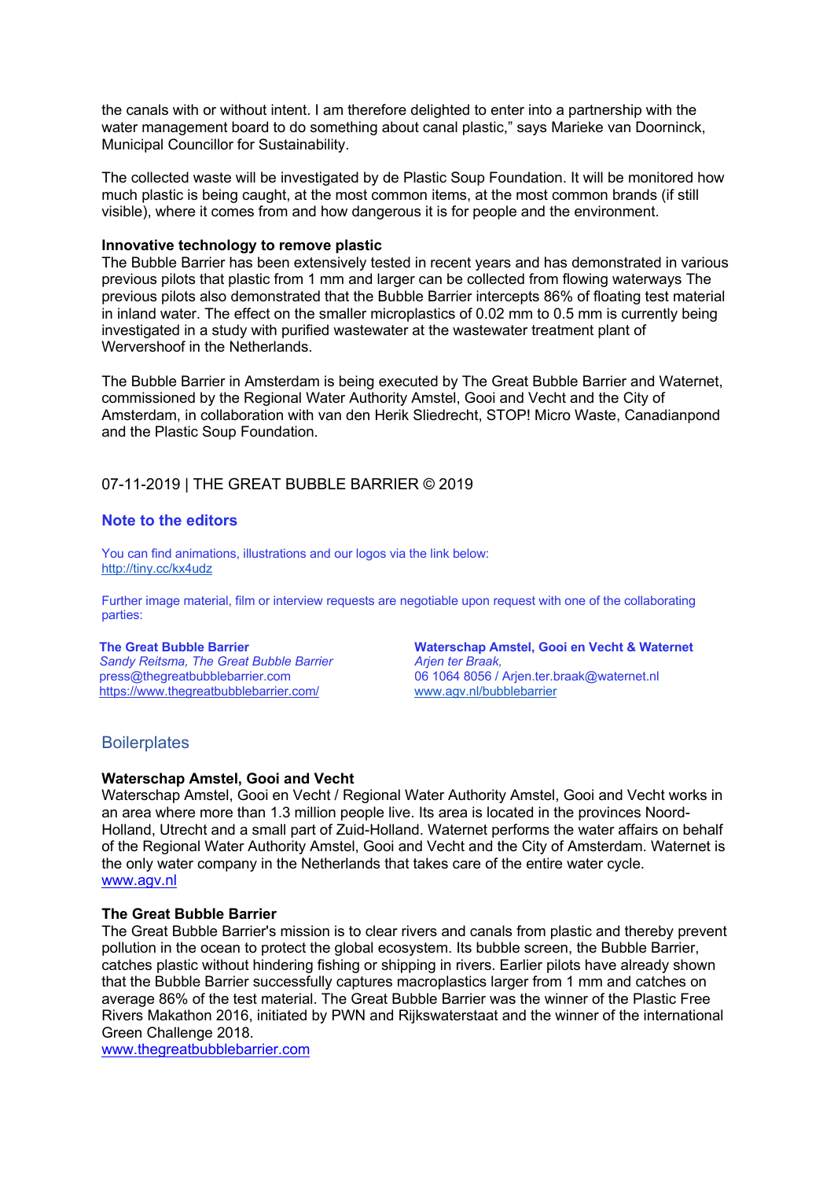the canals with or without intent. I am therefore delighted to enter into a partnership with the water management board to do something about canal plastic," says Marieke van Doorninck, Municipal Councillor for Sustainability.

The collected waste will be investigated by de Plastic Soup Foundation. It will be monitored how much plastic is being caught, at the most common items, at the most common brands (if still visible), where it comes from and how dangerous it is for people and the environment.

**Innovative technology to remove plastic**
The Bubble Barrier has been extensively tested in recent years and has demonstrated in various previous pilots that plastic from 1 mm and larger can be collected from flowing waterways The previous pilots also demonstrated that the Bubble Barrier intercepts 86% of floating test material in inland water. The effect on the smaller microplastics of 0.02 mm to 0.5 mm is currently being investigated in a study with purified wastewater at the wastewater treatment plant of Wervershoof in the Netherlands.

The Bubble Barrier in Amsterdam is being executed by The Great Bubble Barrier and Waternet, commissioned by the Regional Water Authority Amstel, Gooi and Vecht and the City of Amsterdam, in collaboration with van den Herik Sliedrecht, STOP! Micro Waste, Canadianpond and the Plastic Soup Foundation.

07-11-2019 | THE GREAT BUBBLE BARRIER © 2019

## Note to the editors

You can find animations, illustrations and our logos via the link below:
http://tiny.cc/kx4udz

Further image material, film or interview requests are negotiable upon request with one of the collaborating parties:

**The Great Bubble Barrier**
*Sandy Reitsma, The Great Bubble Barrier*
press@thegreatbubblebarrier.com
https://www.thegreatbubblebarrier.com/

**Waterschap Amstel, Gooi en Vecht & Waternet**
*Arjen ter Braak,*
06 1064 8056 / Arjen.ter.braak@waternet.nl
www.agv.nl/bubblebarrier

## Boilerplates

**Waterschap Amstel, Gooi and Vecht**
Waterschap Amstel, Gooi en Vecht / Regional Water Authority Amstel, Gooi and Vecht works in an area where more than 1.3 million people live. Its area is located in the provinces Noord-Holland, Utrecht and a small part of Zuid-Holland. Waternet performs the water affairs on behalf of the Regional Water Authority Amstel, Gooi and Vecht and the City of Amsterdam. Waternet is the only water company in the Netherlands that takes care of the entire water cycle.
www.agv.nl

**The Great Bubble Barrier**
The Great Bubble Barrier's mission is to clear rivers and canals from plastic and thereby prevent pollution in the ocean to protect the global ecosystem. Its bubble screen, the Bubble Barrier, catches plastic without hindering fishing or shipping in rivers. Earlier pilots have already shown that the Bubble Barrier successfully captures macroplastics larger from 1 mm and catches on average 86% of the test material. The Great Bubble Barrier was the winner of the Plastic Free Rivers Makathon 2016, initiated by PWN and Rijkswaterstaat and the winner of the international Green Challenge 2018.
www.thegreatbubblebarrier.com